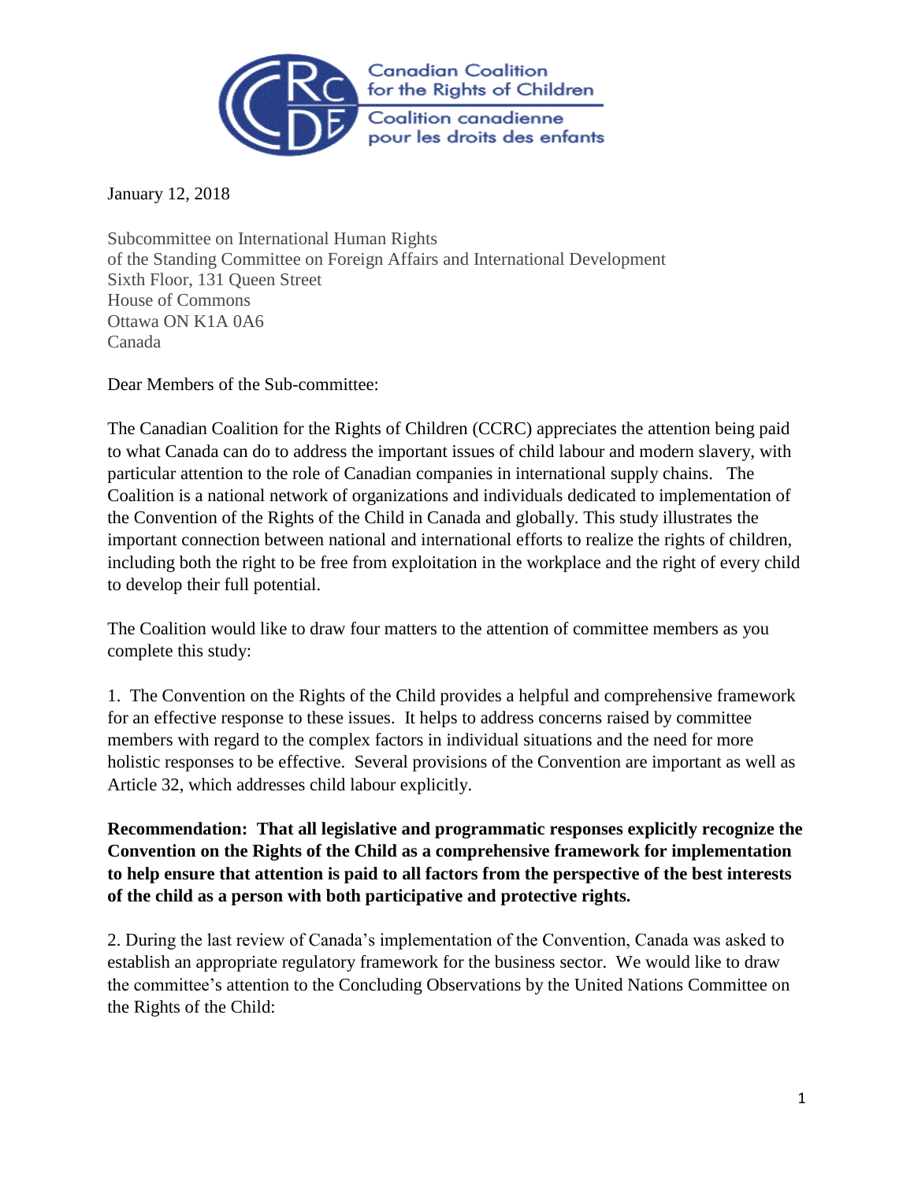Canadian Coalition for the Rights of Children
Coalition canadienne pour les droits des enfants

January 12, 2018

Subcommittee on International Human Rights
of the Standing Committee on Foreign Affairs and International Development
Sixth Floor, 131 Queen Street
House of Commons
Ottawa ON K1A 0A6
Canada

Dear Members of the Sub-committee:

The Canadian Coalition for the Rights of Children (CCRC) appreciates the attention being paid to what Canada can do to address the important issues of child labour and modern slavery, with particular attention to the role of Canadian companies in international supply chains. The Coalition is a national network of organizations and individuals dedicated to implementation of the Convention of the Rights of the Child in Canada and globally. This study illustrates the important connection between national and international efforts to realize the rights of children, including both the right to be free from exploitation in the workplace and the right of every child to develop their full potential.

The Coalition would like to draw four matters to the attention of committee members as you complete this study:

1. The Convention on the Rights of the Child provides a helpful and comprehensive framework for an effective response to these issues. It helps to address concerns raised by committee members with regard to the complex factors in individual situations and the need for more holistic responses to be effective. Several provisions of the Convention are important as well as Article 32, which addresses child labour explicitly.

**Recommendation: That all legislative and programmatic responses explicitly recognize the Convention on the Rights of the Child as a comprehensive framework for implementation to help ensure that attention is paid to all factors from the perspective of the best interests of the child as a person with both participative and protective rights.**

2. During the last review of Canada's implementation of the Convention, Canada was asked to establish an appropriate regulatory framework for the business sector. We would like to draw the committee's attention to the Concluding Observations by the United Nations Committee on the Rights of the Child: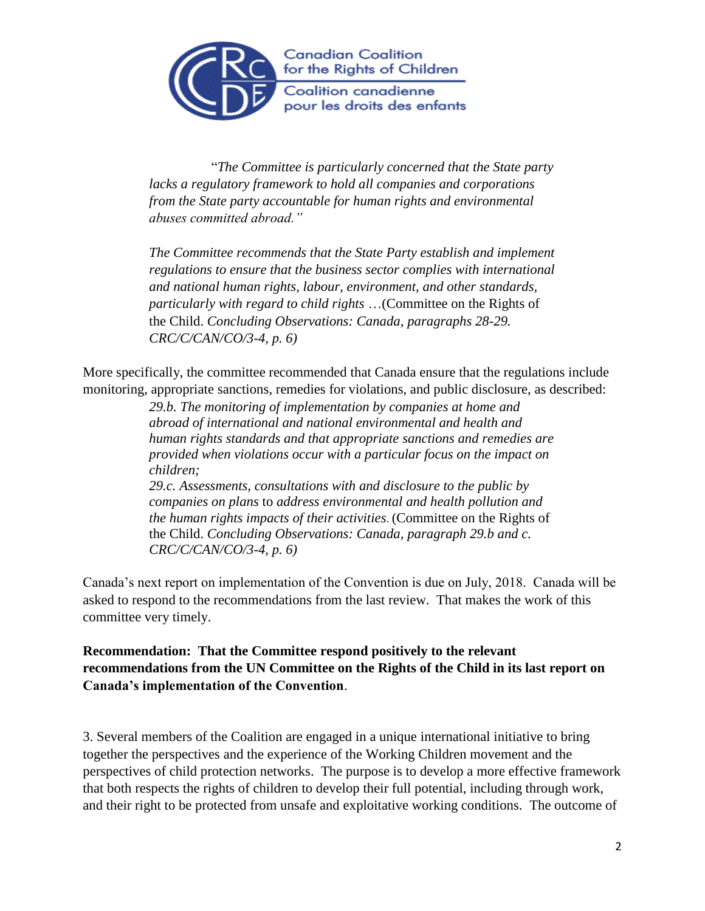Canadian Coalition for the Rights of Children
Coalition canadienne pour les droits des enfants

> "*The Committee is particularly concerned that the State party lacks a regulatory framework to hold all companies and corporations from the State party accountable for human rights and environmental abuses committed abroad.*"
>
> *The Committee recommends that the State Party establish and implement regulations to ensure that the business sector complies with international and national human rights, labour, environment, and other standards, particularly with regard to child rights* …(Committee on the Rights of the Child. *Concluding Observations: Canada, paragraphs 28-29. CRC/C/CAN/CO/3-4, p. 6)*

More specifically, the committee recommended that Canada ensure that the regulations include monitoring, appropriate sanctions, remedies for violations, and public disclosure, as described:

> *29.b. The monitoring of implementation by companies at home and abroad of international and national environmental and health and human rights standards and that appropriate sanctions and remedies are provided when violations occur with a particular focus on the impact on children;*
>
> *29.c. Assessments, consultations with and disclosure to the public by companies on plans* to *address environmental and health pollution and the human rights impacts of their activities*. (Committee on the Rights of the Child. *Concluding Observations: Canada, paragraph 29.b and c. CRC/C/CAN/CO/3-4, p. 6)*

Canada's next report on implementation of the Convention is due on July, 2018. Canada will be asked to respond to the recommendations from the last review. That makes the work of this committee very timely.

**Recommendation: That the Committee respond positively to the relevant recommendations from the UN Committee on the Rights of the Child in its last report on Canada's implementation of the Convention**.

3. Several members of the Coalition are engaged in a unique international initiative to bring together the perspectives and the experience of the Working Children movement and the perspectives of child protection networks. The purpose is to develop a more effective framework that both respects the rights of children to develop their full potential, including through work, and their right to be protected from unsafe and exploitative working conditions. The outcome of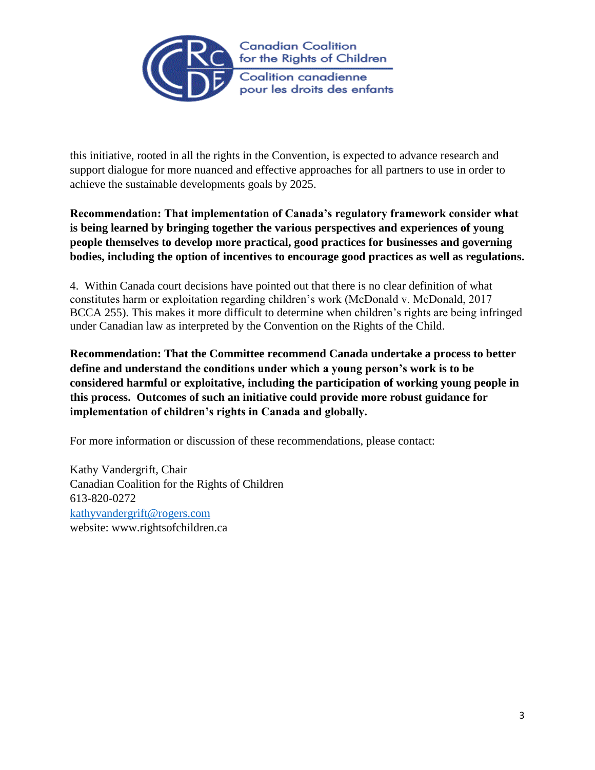this initiative, rooted in all the rights in the Convention, is expected to advance research and support dialogue for more nuanced and effective approaches for all partners to use in order to achieve the sustainable developments goals by 2025.

**Recommendation: That implementation of Canada's regulatory framework consider what is being learned by bringing together the various perspectives and experiences of young people themselves to develop more practical, good practices for businesses and governing bodies, including the option of incentives to encourage good practices as well as regulations.**

4. Within Canada court decisions have pointed out that there is no clear definition of what constitutes harm or exploitation regarding children's work (McDonald v. McDonald, 2017 BCCA 255). This makes it more difficult to determine when children's rights are being infringed under Canadian law as interpreted by the Convention on the Rights of the Child.

**Recommendation: That the Committee recommend Canada undertake a process to better define and understand the conditions under which a young person's work is to be considered harmful or exploitative, including the participation of working young people in this process. Outcomes of such an initiative could provide more robust guidance for implementation of children's rights in Canada and globally.**

For more information or discussion of these recommendations, please contact:

Kathy Vandergrift, Chair
Canadian Coalition for the Rights of Children
613-820-0272
kathyvandergrift@rogers.com
website: www.rightsofchildren.ca